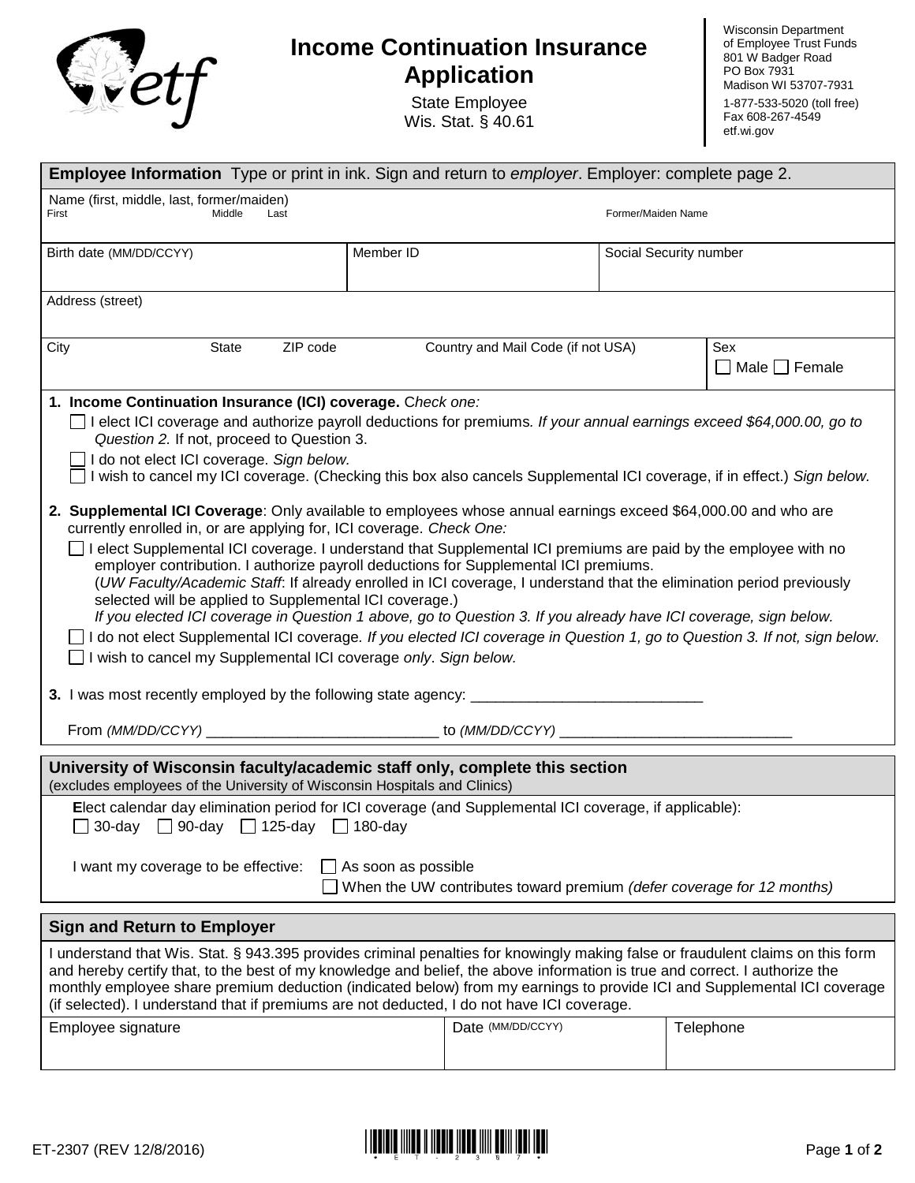# Income Continuation Insurance Application

State Employee
Wis. Stat. § 40.61

Wisconsin Department of Employee Trust Funds
801 W Badger Road
PO Box 7931
Madison WI 53707-7931
1-877-533-5020 (toll free)
Fax 608-267-4549
etf.wi.gov

## Employee Information

Type or print in ink. Sign and return to *employer*. Employer: complete page 2.

| Name (first, middle, last, former/maiden) First / Middle / Last | | Former/Maiden Name | |
|---|---|---|---|
| Birth date (MM/DD/CCYY) | Member ID | Social Security number | |
| Address (street) | | | |
| City / State / ZIP code | Country and Mail Code (if not USA) | | Sex ☐ Male ☐ Female |

**1. Income Continuation Insurance (ICI) coverage.** *Check one:*

- ☐ I elect ICI coverage and authorize payroll deductions for premiums. *If your annual earnings exceed $64,000.00, go to Question 2.* If not, proceed to Question 3.
- ☐ I do not elect ICI coverage. *Sign below.*
- ☐ I wish to cancel my ICI coverage. (Checking this box also cancels Supplemental ICI coverage, if in effect.) *Sign below.*

**2. Supplemental ICI Coverage**: Only available to employees whose annual earnings exceed $64,000.00 and who are currently enrolled in, or are applying for, ICI coverage. *Check One:*

- ☐ I elect Supplemental ICI coverage. I understand that Supplemental ICI premiums are paid by the employee with no employer contribution. I authorize payroll deductions for Supplemental ICI premiums. (*UW Faculty/Academic Staff*: If already enrolled in ICI coverage, I understand that the elimination period previously selected will be applied to Supplemental ICI coverage.) *If you elected ICI coverage in Question 1 above, go to Question 3. If you already have ICI coverage, sign below.*
- ☐ I do not elect Supplemental ICI coverage. *If you elected ICI coverage in Question 1, go to Question 3. If not, sign below.*
- ☐ I wish to cancel my Supplemental ICI coverage *only*. *Sign below.*

**3.** I was most recently employed by the following state agency: ____________________________

From *(MM/DD/CCYY)* ____________________________ to *(MM/DD/CCYY)* ____________________________

## University of Wisconsin faculty/academic staff only, complete this section

(excludes employees of the University of Wisconsin Hospitals and Clinics)

Elect calendar day elimination period for ICI coverage (and Supplemental ICI coverage, if applicable):

☐ 30-day ☐ 90-day ☐ 125-day ☐ 180-day

I want my coverage to be effective:
- ☐ As soon as possible
- ☐ When the UW contributes toward premium *(defer coverage for 12 months)*

## Sign and Return to Employer

I understand that Wis. Stat. § 943.395 provides criminal penalties for knowingly making false or fraudulent claims on this form and hereby certify that, to the best of my knowledge and belief, the above information is true and correct. I authorize the monthly employee share premium deduction (indicated below) from my earnings to provide ICI and Supplemental ICI coverage (if selected). I understand that if premiums are not deducted, I do not have ICI coverage.

| Employee signature | Date (MM/DD/CCYY) | Telephone |
|---|---|---|
| | | |

ET-2307 (REV 12/8/2016)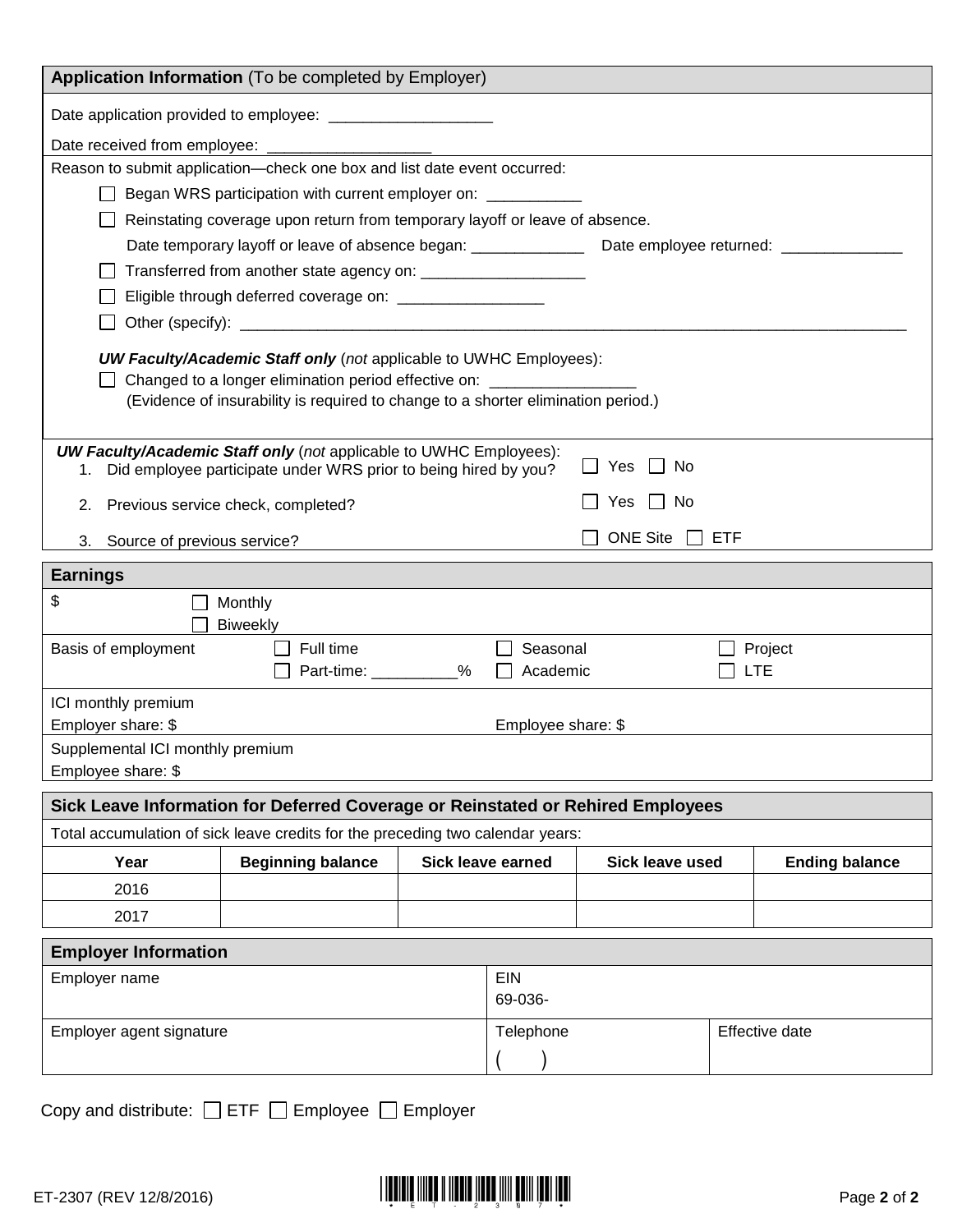## Application Information (To be completed by Employer)

Date application provided to employee: ___________________

Date received from employee: ___________________

Reason to submit application—check one box and list date event occurred:

- ☐ Began WRS participation with current employer on: ___________
- ☐ Reinstating coverage upon return from temporary layoff or leave of absence.
  Date temporary layoff or leave of absence began: _____________ Date employee returned: ______________
- ☐ Transferred from another state agency on: ___________________
- ☐ Eligible through deferred coverage on: _________________
- ☐ Other (specify): ______________________________________________

***UW Faculty/Academic Staff only*** (*not* applicable to UWHC Employees):

- ☐ Changed to a longer elimination period effective on: _________________
  (Evidence of insurability is required to change to a shorter elimination period.)

***UW Faculty/Academic Staff only*** (*not* applicable to UWHC Employees):

| | |
|---|---|
| 1. Did employee participate under WRS prior to being hired by you? | ☐ Yes ☐ No |
| 2. Previous service check, completed? | ☐ Yes ☐ No |
| 3. Source of previous service? | ☐ ONE Site ☐ ETF |

## Earnings

$ ☐ Monthly ☐ Biweekly

Basis of employment ☐ Full time ☐ Part-time: __________% ☐ Seasonal ☐ Academic ☐ Project ☐ LTE

ICI monthly premium

Employer share: $ Employee share: $

Supplemental ICI monthly premium

Employee share: $

## Sick Leave Information for Deferred Coverage or Reinstated or Rehired Employees

Total accumulation of sick leave credits for the preceding two calendar years:

| Year | Beginning balance | Sick leave earned | Sick leave used | Ending balance |
|---|---|---|---|---|
| 2016 | | | | |
| 2017 | | | | |

## Employer Information

| Employer name | EIN 69-036- | |
|---|---|---|
| Employer agent signature | Telephone ( ) | Effective date |

Copy and distribute: ☐ ETF ☐ Employee ☐ Employer

ET-2307 (REV 12/8/2016)